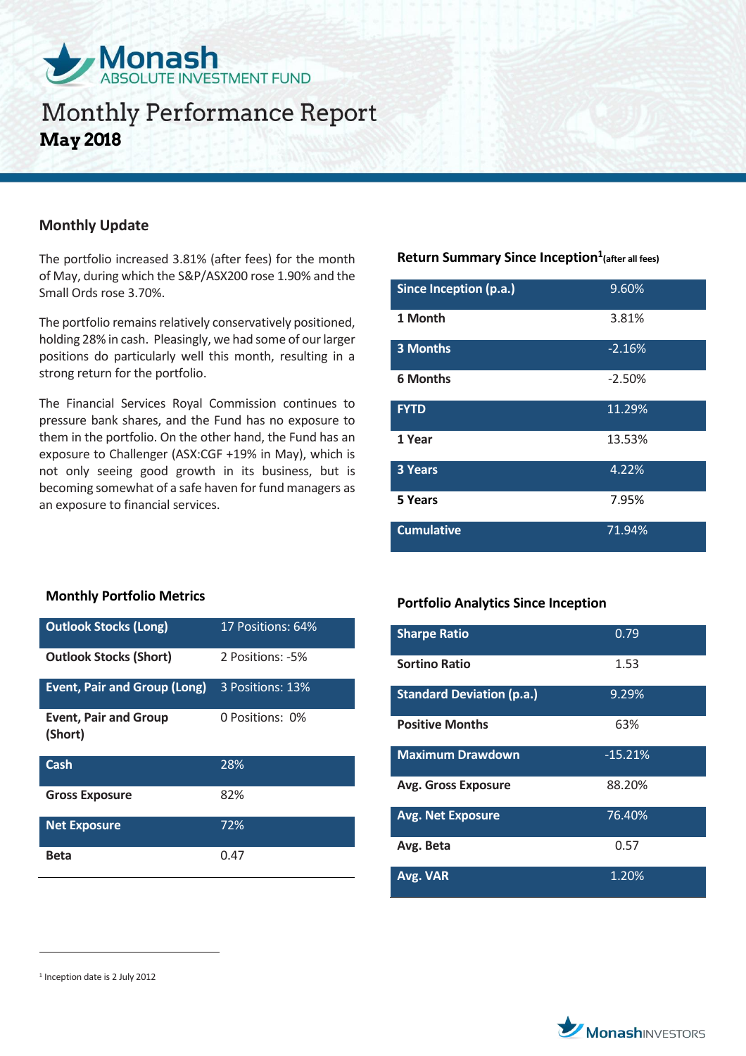# Monash ABSOLUTE INVESTMENT FUND

# Monthly Performance Report

**May 2018**

## Monthly Update

The portfolio increased 3.81% (after fees) for the month of May, during which the S&P/ASX200 rose 1.90% and the Small Ords rose 3.70%.

The portfolio remains relatively conservatively positioned, holding 28% in cash. Pleasingly, we had some of our larger positions do particularly well this month, resulting in a strong return for the portfolio.

The Financial Services Royal Commission continues to pressure bank shares, and the Fund has no exposure to them in the portfolio. On the other hand, the Fund has an exposure to Challenger (ASX:CGF +19% in May), which is not only seeing good growth in its business, but is becoming somewhat of a safe haven for fund managers as an exposure to financial services.

## Return Summary Since Inception[1] (after all fees)

| | |
|---|---|
| **Since Inception (p.a.)** | 9.60% |
| **1 Month** | 3.81% |
| **3 Months** | -2.16% |
| **6 Months** | -2.50% |
| **FYTD** | 11.29% |
| **1 Year** | 13.53% |
| **3 Years** | 4.22% |
| **5 Years** | 7.95% |
| **Cumulative** | 71.94% |

## Monthly Portfolio Metrics

| | |
|---|---|
| **Outlook Stocks (Long)** | 17 Positions: 64% |
| **Outlook Stocks (Short)** | 2 Positions: -5% |
| **Event, Pair and Group (Long)** | 3 Positions: 13% |
| **Event, Pair and Group (Short)** | 0 Positions: 0% |
| **Cash** | 28% |
| **Gross Exposure** | 82% |
| **Net Exposure** | 72% |
| **Beta** | 0.47 |

## Portfolio Analytics Since Inception

| | |
|---|---|
| **Sharpe Ratio** | 0.79 |
| **Sortino Ratio** | 1.53 |
| **Standard Deviation (p.a.)** | 9.29% |
| **Positive Months** | 63% |
| **Maximum Drawdown** | -15.21% |
| **Avg. Gross Exposure** | 88.20% |
| **Avg. Net Exposure** | 76.40% |
| **Avg. Beta** | 0.57 |
| **Avg. VAR** | 1.20% |

[1] Inception date is 2 July 2012

MonashINVESTORS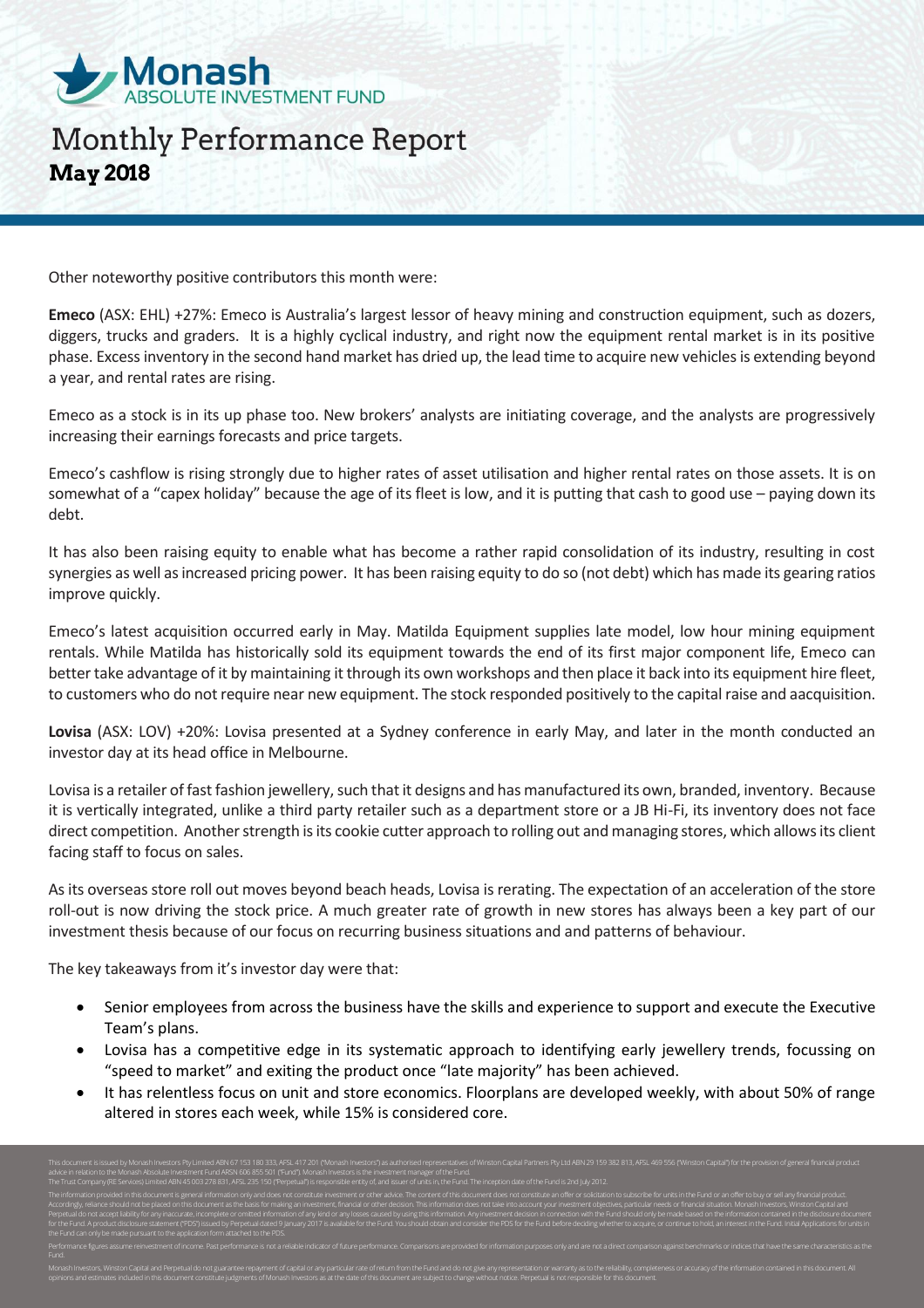Other noteworthy positive contributors this month were:

**Emeco** (ASX: EHL) +27%: Emeco is Australia's largest lessor of heavy mining and construction equipment, such as dozers, diggers, trucks and graders. It is a highly cyclical industry, and right now the equipment rental market is in its positive phase. Excess inventory in the second hand market has dried up, the lead time to acquire new vehicles is extending beyond a year, and rental rates are rising.

Emeco as a stock is in its up phase too. New brokers' analysts are initiating coverage, and the analysts are progressively increasing their earnings forecasts and price targets.

Emeco's cashflow is rising strongly due to higher rates of asset utilisation and higher rental rates on those assets. It is on somewhat of a "capex holiday" because the age of its fleet is low, and it is putting that cash to good use – paying down its debt.

It has also been raising equity to enable what has become a rather rapid consolidation of its industry, resulting in cost synergies as well as increased pricing power. It has been raising equity to do so (not debt) which has made its gearing ratios improve quickly.

Emeco's latest acquisition occurred early in May. Matilda Equipment supplies late model, low hour mining equipment rentals. While Matilda has historically sold its equipment towards the end of its first major component life, Emeco can better take advantage of it by maintaining it through its own workshops and then place it back into its equipment hire fleet, to customers who do not require near new equipment. The stock responded positively to the capital raise and aacquisition.

**Lovisa** (ASX: LOV) +20%: Lovisa presented at a Sydney conference in early May, and later in the month conducted an investor day at its head office in Melbourne.

Lovisa is a retailer of fast fashion jewellery, such that it designs and has manufactured its own, branded, inventory. Because it is vertically integrated, unlike a third party retailer such as a department store or a JB Hi-Fi, its inventory does not face direct competition. Another strength is its cookie cutter approach to rolling out and managing stores, which allows its client facing staff to focus on sales.

As its overseas store roll out moves beyond beach heads, Lovisa is rerating. The expectation of an acceleration of the store roll-out is now driving the stock price. A much greater rate of growth in new stores has always been a key part of our investment thesis because of our focus on recurring business situations and and patterns of behaviour.

The key takeaways from it's investor day were that:

- Senior employees from across the business have the skills and experience to support and execute the Executive Team's plans.
- Lovisa has a competitive edge in its systematic approach to identifying early jewellery trends, focussing on "speed to market" and exiting the product once "late majority" has been achieved.
- It has relentless focus on unit and store economics. Floorplans are developed weekly, with about 50% of range altered in stores each week, while 15% is considered core.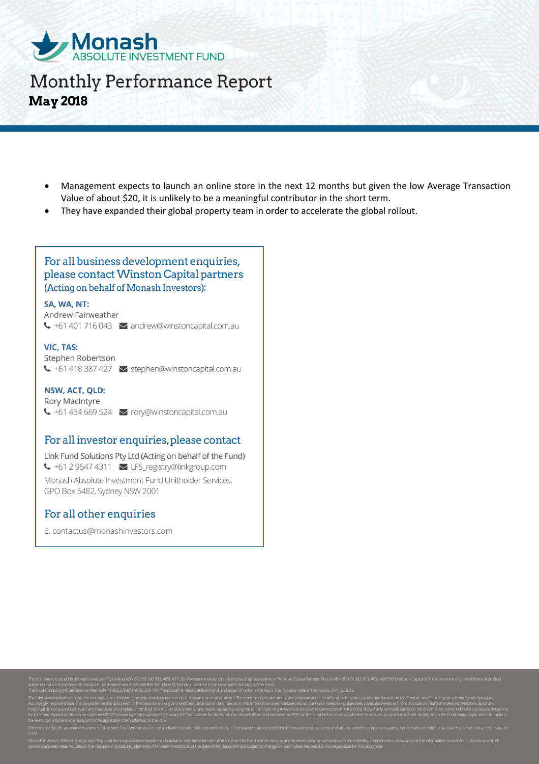- Management expects to launch an online store in the next 12 months but given the low Average Transaction Value of about $20, it is unlikely to be a meaningful contributor in the short term.
- They have expanded their global property team in order to accelerate the global rollout.

### For all business development enquiries, please contact Winston Capital partners (Acting on behalf of Monash Investors):

**SA, WA, NT:**
Andrew Fairweather
+61 401 716 043 andrew@winstoncapital.com.au

**VIC, TAS:**
Stephen Robertson
+61 418 387 427 stephen@winstoncapital.com.au

**NSW, ACT, QLD:**
Rory MacIntyre
+61 434 669 524 rory@winstoncapital.com.au

### For all investor enquiries, please contact

Link Fund Solutions Pty Ltd (Acting on behalf of the Fund)
+61 2 9547 4311 LFS_registry@linkgroup.com

Monash Absolute Investment Fund Unitholder Services,
GPO Box 5482, Sydney NSW 2001

### For all other enquiries

E. contactus@monashinvestors.com

This document is issued by Monash Investors Pty Limited ABN 67 153 180 333, AFSL 417 201 ("Monash Investors") as authorised representatives of Winston Capital Partners Pty Ltd ABN 29 159 382 813, AFSL 469 556 ("Winston Capital") for the provision of general financial product advice in relation to the Monash Absolute Investment Fund ARSN 606 855 501 ("Fund"). Monash Investors is the investment manager of the Fund.
The Trust Company (RE Services) Limited ABN 45 003 278 831, AFSL 235 150 ("Perpetual") is responsible entity of, and issuer of units in, the Fund. The inception date of the Fund is 2nd July 2012.

The information provided in this document is general information only and does not constitute investment or other advice. The content of this document does not constitute an offer or solicitation to subscribe for units in the Fund or an offer to buy or sell any financial product. Accordingly, reliance should not be placed on this document as the basis for making an investment, financial or other decision. This information does not take into account your investment objectives, particular needs or financial situation. Monash Investors, Winston Capital and Perpetual do not accept liability for any inaccurate, incomplete or omitted information of any kind or any losses caused by using this information. Any investment decision in connection with the Fund should only be made based on the information contained in the disclosure document for the Fund. A product disclosure statement ("PDS") issued by Perpetual dated 9 January 2017 is available for the Fund. You should obtain and consider the PDS for the Fund before deciding whether to acquire, or continue to hold, an interest in the Fund. Initial Applications for units in the Fund can only be made pursuant to the application form attached to the PDS.

Performance figures assume reinvestment of income. Past performance is not a reliable indicator of future performance. Comparisons are provided for information purposes only and are not a direct comparison against benchmarks or indices that have the same characteristics as the Fund.

Monash Investors, Winston Capital and Perpetual do not guarantee repayment of capital or any particular rate of return from the Fund and do not give any representation or warranty as to the reliability, completeness or accuracy of the information contained in this document. All opinions and estimates included in this document constitute judgments of Monash Investors as at the date of this document are subject to change without notice. Perpetual is not responsible for this document.